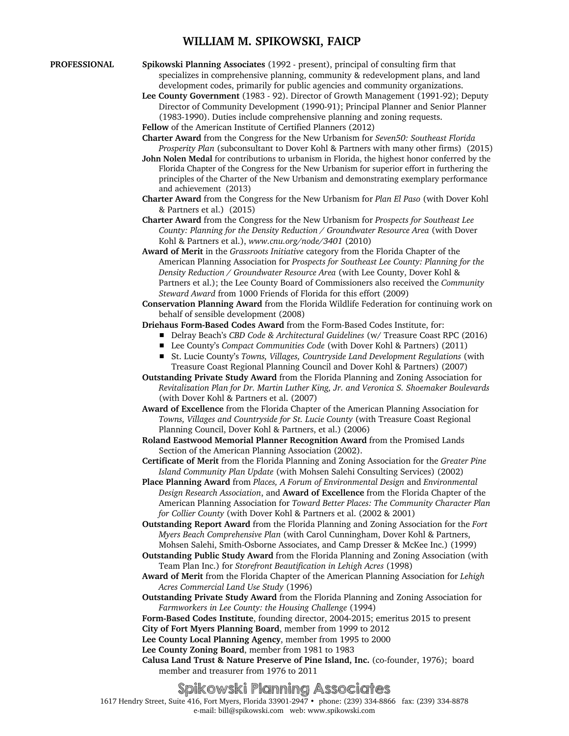# WILLIAM M. SPIKOWSKI, FAICP

**PROFESSIONAL**

**Spikowski Planning Associates** (1992 - present), principal of consulting firm that specializes in comprehensive planning, community & redevelopment plans, and land development codes, primarily for public agencies and community organizations.

**Lee County Government** (1983 - 92). Director of Growth Management (1991-92); Deputy Director of Community Development (1990-91); Principal Planner and Senior Planner (1983-1990). Duties include comprehensive planning and zoning requests.

**Fellow** of the American Institute of Certified Planners (2012)

**Charter Award** from the Congress for the New Urbanism for *Seven50: Southeast Florida Prosperity Plan* (subconsultant to Dover Kohl & Partners with many other firms) (2015)

**John Nolen Medal** for contributions to urbanism in Florida, the highest honor conferred by the Florida Chapter of the Congress for the New Urbanism for superior effort in furthering the principles of the Charter of the New Urbanism and demonstrating exemplary performance and achievement (2013)

**Charter Award** from the Congress for the New Urbanism for *Plan El Paso* (with Dover Kohl & Partners et al.) (2015)

**Charter Award** from the Congress for the New Urbanism for *Prospects for Southeast Lee County: Planning for the Density Reduction / Groundwater Resource Area* (with Dover Kohl & Partners et al.), *www.cnu.org/node/3401* (2010)

**Award of Merit** in the *Grassroots Initiative* category from the Florida Chapter of the American Planning Association for *Prospects for Southeast Lee County: Planning for the Density Reduction / Groundwater Resource Area* (with Lee County, Dover Kohl & Partners et al.); the Lee County Board of Commissioners also received the *Community Steward Award* from 1000 Friends of Florida for this effort (2009)

**Conservation Planning Award** from the Florida Wildlife Federation for continuing work on behalf of sensible development (2008)

**Driehaus Form-Based Codes Award** from the Form-Based Codes Institute, for:

- Delray Beach's *CBD Code & Architectural Guidelines* (w/ Treasure Coast RPC (2016)
- Lee County's *Compact Communities Code* (with Dover Kohl & Partners) (2011)
- St. Lucie County's *Towns, Villages, Countryside Land Development Regulations* (with Treasure Coast Regional Planning Council and Dover Kohl & Partners) (2007)

**Outstanding Private Study Award** from the Florida Planning and Zoning Association for *Revitalization Plan for Dr. Martin Luther King, Jr. and Veronica S. Shoemaker Boulevards* (with Dover Kohl & Partners et al. (2007)

**Award of Excellence** from the Florida Chapter of the American Planning Association for *Towns, Villages and Countryside for St. Lucie County* (with Treasure Coast Regional Planning Council, Dover Kohl & Partners, et al.) (2006)

**Roland Eastwood Memorial Planner Recognition Award** from the Promised Lands Section of the American Planning Association (2002).

**Certificate of Merit** from the Florida Planning and Zoning Association for the *Greater Pine Island Community Plan Update* (with Mohsen Salehi Consulting Services) (2002)

**Place Planning Award** from *Places, A Forum of Environmental Design* and *Environmental Design Research Association*, and **Award of Excellence** from the Florida Chapter of the American Planning Association for *Toward Better Places: The Community Character Plan for Collier County* (with Dover Kohl & Partners et al. (2002 & 2001)

**Outstanding Report Award** from the Florida Planning and Zoning Association for the *Fort Myers Beach Comprehensive Plan* (with Carol Cunningham, Dover Kohl & Partners, Mohsen Salehi, Smith-Osborne Associates, and Camp Dresser & McKee Inc.) (1999)

**Outstanding Public Study Award** from the Florida Planning and Zoning Association (with Team Plan Inc.) for *Storefront Beautification in Lehigh Acres* (1998)

**Award of Merit** from the Florida Chapter of the American Planning Association for *Lehigh Acres Commercial Land Use Study* (1996)

**Outstanding Private Study Award** from the Florida Planning and Zoning Association for *Farmworkers in Lee County: the Housing Challenge* (1994)

**Form-Based Codes Institute**, founding director, 2004-2015; emeritus 2015 to present

**City of Fort Myers Planning Board**, member from 1999 to 2012

**Lee County Local Planning Agency**, member from 1995 to 2000

**Lee County Zoning Board**, member from 1981 to 1983

**Calusa Land Trust & Nature Preserve of Pine Island, Inc.** (co-founder, 1976); board member and treasurer from 1976 to 2011

**Spikowski Planning Associates**

1617 Hendry Street, Suite 416, Fort Myers, Florida 33901-2947 • phone: (239) 334-8866 fax: (239) 334-8878
e-mail: bill@spikowski.com web: www.spikowski.com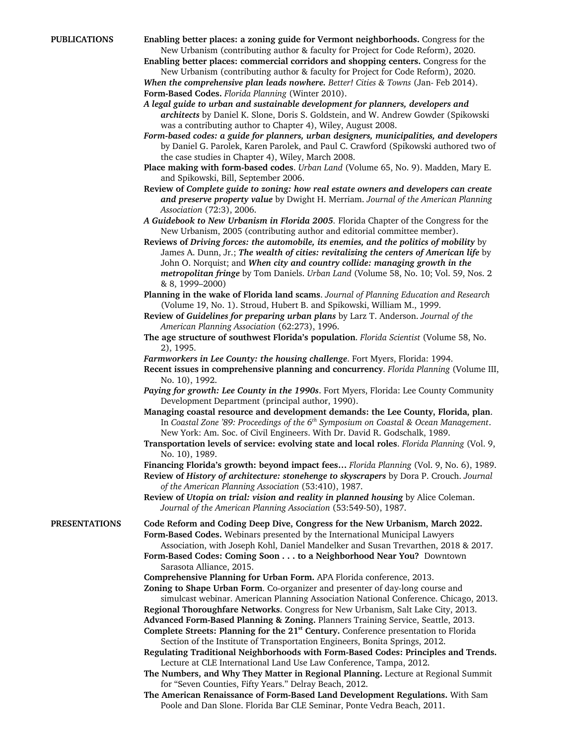## PUBLICATIONS

**Enabling better places: a zoning guide for Vermont neighborhoods.** Congress for the New Urbanism (contributing author & faculty for Project for Code Reform), 2020.

**Enabling better places: commercial corridors and shopping centers.** Congress for the New Urbanism (contributing author & faculty for Project for Code Reform), 2020.

***When the comprehensive plan leads nowhere.*** *Better! Cities & Towns* (Jan- Feb 2014).

**Form-Based Codes.** *Florida Planning* (Winter 2010).

***A legal guide to urban and sustainable development for planners, developers and architects*** by Daniel K. Slone, Doris S. Goldstein, and W. Andrew Gowder (Spikowski was a contributing author to Chapter 4), Wiley, August 2008.

***Form-based codes: a guide for planners, urban designers, municipalities, and developers*** by Daniel G. Parolek, Karen Parolek, and Paul C. Crawford (Spikowski authored two of the case studies in Chapter 4), Wiley, March 2008.

**Place making with form-based codes**. *Urban Land* (Volume 65, No. 9). Madden, Mary E. and Spikowski, Bill, September 2006.

**Review of *Complete guide to zoning: how real estate owners and developers can create and preserve property value*** by Dwight H. Merriam. *Journal of the American Planning Association* (72:3), 2006.

***A Guidebook to New Urbanism in Florida 2005*.** Florida Chapter of the Congress for the New Urbanism, 2005 (contributing author and editorial committee member).

**Reviews of *Driving forces: the automobile, its enemies, and the politics of mobility*** by James A. Dunn, Jr.; ***The wealth of cities: revitalizing the centers of American life*** by John O. Norquist; and ***When city and country collide: managing growth in the metropolitan fringe*** by Tom Daniels. *Urban Land* (Volume 58, No. 10; Vol. 59, Nos. 2 & 8, 1999–2000)

**Planning in the wake of Florida land scams**. *Journal of Planning Education and Research* (Volume 19, No. 1). Stroud, Hubert B. and Spikowski, William M., 1999.

**Review of *Guidelines for preparing urban plans*** by Larz T. Anderson. *Journal of the American Planning Association* (62:273), 1996.

**The age structure of southwest Florida's population**. *Florida Scientist* (Volume 58, No. 2), 1995.

***Farmworkers in Lee County: the housing challenge***. Fort Myers, Florida: 1994.

**Recent issues in comprehensive planning and concurrency**. *Florida Planning* (Volume III, No. 10), 1992.

***Paying for growth: Lee County in the 1990s***. Fort Myers, Florida: Lee County Community Development Department (principal author, 1990).

**Managing coastal resource and development demands: the Lee County, Florida, plan**. In *Coastal Zone '89: Proceedings of the 6th Symposium on Coastal & Ocean Management*. New York: Am. Soc. of Civil Engineers. With Dr. David R. Godschalk, 1989.

**Transportation levels of service: evolving state and local roles**. *Florida Planning* (Vol. 9, No. 10), 1989.

**Financing Florida's growth: beyond impact fees…** *Florida Planning* (Vol. 9, No. 6), 1989.

**Review of *History of architecture: stonehenge to skyscrapers*** by Dora P. Crouch. *Journal of the American Planning Association* (53:410), 1987.

**Review of *Utopia on trial: vision and reality in planned housing*** by Alice Coleman. *Journal of the American Planning Association* (53:549-50), 1987.

## PRESENTATIONS

**Code Reform and Coding Deep Dive, Congress for the New Urbanism, March 2022.**

**Form-Based Codes.** Webinars presented by the International Municipal Lawyers Association, with Joseph Kohl, Daniel Mandelker and Susan Trevarthen, 2018 & 2017.

**Form-Based Codes: Coming Soon . . . to a Neighborhood Near You?** Downtown Sarasota Alliance, 2015.

**Comprehensive Planning for Urban Form.** APA Florida conference, 2013.

**Zoning to Shape Urban Form**. Co-organizer and presenter of day-long course and simulcast webinar. American Planning Association National Conference. Chicago, 2013.

**Regional Thoroughfare Networks**. Congress for New Urbanism, Salt Lake City, 2013.

**Advanced Form-Based Planning & Zoning.** Planners Training Service, Seattle, 2013.

**Complete Streets: Planning for the 21st Century.** Conference presentation to Florida Section of the Institute of Transportation Engineers, Bonita Springs, 2012.

**Regulating Traditional Neighborhoods with Form-Based Codes: Principles and Trends.** Lecture at CLE International Land Use Law Conference, Tampa, 2012.

**The Numbers, and Why They Matter in Regional Planning.** Lecture at Regional Summit for "Seven Counties, Fifty Years." Delray Beach, 2012.

**The American Renaissance of Form-Based Land Development Regulations.** With Sam Poole and Dan Slone. Florida Bar CLE Seminar, Ponte Vedra Beach, 2011.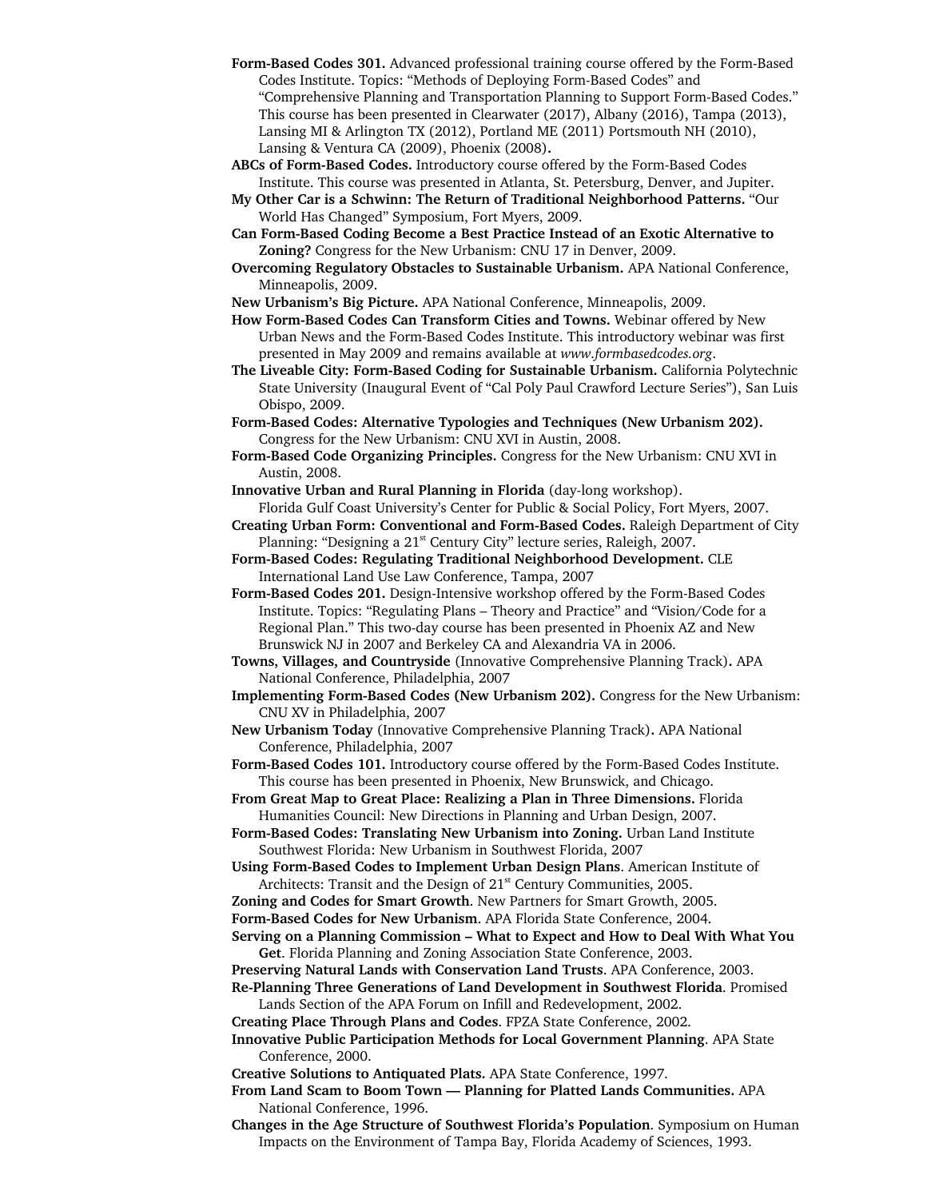**Form-Based Codes 301.** Advanced professional training course offered by the Form-Based Codes Institute. Topics: "Methods of Deploying Form-Based Codes" and "Comprehensive Planning and Transportation Planning to Support Form-Based Codes." This course has been presented in Clearwater (2017), Albany (2016), Tampa (2013), Lansing MI & Arlington TX (2012), Portland ME (2011) Portsmouth NH (2010), Lansing & Ventura CA (2009), Phoenix (2008).

**ABCs of Form-Based Codes.** Introductory course offered by the Form-Based Codes Institute. This course was presented in Atlanta, St. Petersburg, Denver, and Jupiter.

**My Other Car is a Schwinn: The Return of Traditional Neighborhood Patterns.** "Our World Has Changed" Symposium, Fort Myers, 2009.

**Can Form-Based Coding Become a Best Practice Instead of an Exotic Alternative to Zoning?** Congress for the New Urbanism: CNU 17 in Denver, 2009.

**Overcoming Regulatory Obstacles to Sustainable Urbanism.** APA National Conference, Minneapolis, 2009.

**New Urbanism's Big Picture.** APA National Conference, Minneapolis, 2009.

**How Form-Based Codes Can Transform Cities and Towns.** Webinar offered by New Urban News and the Form-Based Codes Institute. This introductory webinar was first presented in May 2009 and remains available at *www.formbasedcodes.org*.

**The Liveable City: Form-Based Coding for Sustainable Urbanism.** California Polytechnic State University (Inaugural Event of "Cal Poly Paul Crawford Lecture Series"), San Luis Obispo, 2009.

**Form-Based Codes: Alternative Typologies and Techniques (New Urbanism 202).** Congress for the New Urbanism: CNU XVI in Austin, 2008.

**Form-Based Code Organizing Principles.** Congress for the New Urbanism: CNU XVI in Austin, 2008.

**Innovative Urban and Rural Planning in Florida** (day-long workshop). Florida Gulf Coast University's Center for Public & Social Policy, Fort Myers, 2007.

**Creating Urban Form: Conventional and Form-Based Codes.** Raleigh Department of City Planning: "Designing a 21st Century City" lecture series, Raleigh, 2007.

**Form-Based Codes: Regulating Traditional Neighborhood Development.** CLE International Land Use Law Conference, Tampa, 2007

**Form-Based Codes 201.** Design-Intensive workshop offered by the Form-Based Codes Institute. Topics: "Regulating Plans – Theory and Practice" and "Vision/Code for a Regional Plan." This two-day course has been presented in Phoenix AZ and New Brunswick NJ in 2007 and Berkeley CA and Alexandria VA in 2006.

**Towns, Villages, and Countryside** (Innovative Comprehensive Planning Track)**.** APA National Conference, Philadelphia, 2007

**Implementing Form-Based Codes (New Urbanism 202).** Congress for the New Urbanism: CNU XV in Philadelphia, 2007

**New Urbanism Today** (Innovative Comprehensive Planning Track)**.** APA National Conference, Philadelphia, 2007

**Form-Based Codes 101.** Introductory course offered by the Form-Based Codes Institute. This course has been presented in Phoenix, New Brunswick, and Chicago.

**From Great Map to Great Place: Realizing a Plan in Three Dimensions.** Florida Humanities Council: New Directions in Planning and Urban Design, 2007.

**Form-Based Codes: Translating New Urbanism into Zoning.** Urban Land Institute Southwest Florida: New Urbanism in Southwest Florida, 2007

**Using Form-Based Codes to Implement Urban Design Plans**. American Institute of Architects: Transit and the Design of 21st Century Communities, 2005.

**Zoning and Codes for Smart Growth**. New Partners for Smart Growth, 2005.

**Form-Based Codes for New Urbanism**. APA Florida State Conference, 2004.

**Serving on a Planning Commission – What to Expect and How to Deal With What You Get**. Florida Planning and Zoning Association State Conference, 2003.

**Preserving Natural Lands with Conservation Land Trusts**. APA Conference, 2003.

**Re-Planning Three Generations of Land Development in Southwest Florida**. Promised Lands Section of the APA Forum on Infill and Redevelopment, 2002.

**Creating Place Through Plans and Codes**. FPZA State Conference, 2002.

**Innovative Public Participation Methods for Local Government Planning**. APA State Conference, 2000.

**Creative Solutions to Antiquated Plats.** APA State Conference, 1997.

**From Land Scam to Boom Town — Planning for Platted Lands Communities.** APA National Conference, 1996.

**Changes in the Age Structure of Southwest Florida's Population**. Symposium on Human Impacts on the Environment of Tampa Bay, Florida Academy of Sciences, 1993.